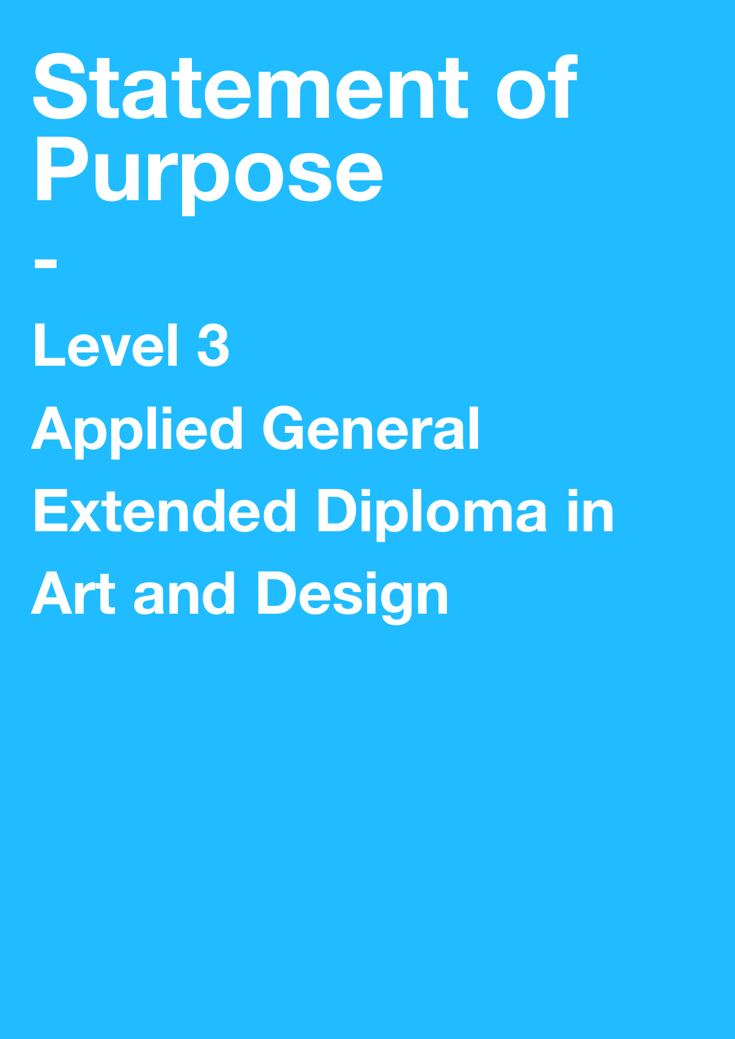# Statement of Purpose

-

## Level 3

## Applied General

## Extended Diploma in

## Art and Design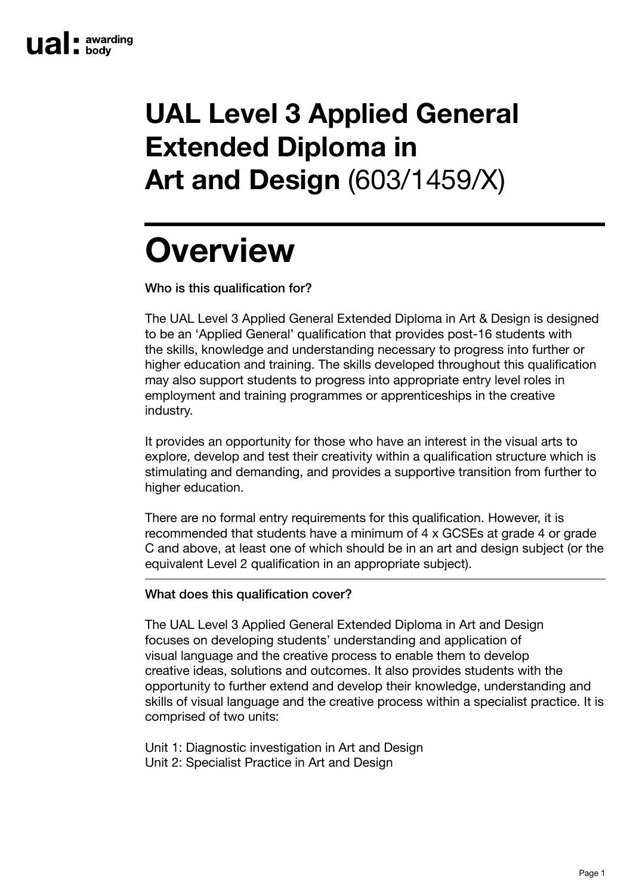# UAL Level 3 Applied General Extended Diploma in Art and Design (603/1459/X)

## Overview

**Who is this qualification for?**

The UAL Level 3 Applied General Extended Diploma in Art & Design is designed to be an 'Applied General' qualification that provides post-16 students with the skills, knowledge and understanding necessary to progress into further or higher education and training. The skills developed throughout this qualification may also support students to progress into appropriate entry level roles in employment and training programmes or apprenticeships in the creative industry.

It provides an opportunity for those who have an interest in the visual arts to explore, develop and test their creativity within a qualification structure which is stimulating and demanding, and provides a supportive transition from further to higher education.

There are no formal entry requirements for this qualification. However, it is recommended that students have a minimum of 4 x GCSEs at grade 4 or grade C and above, at least one of which should be in an art and design subject (or the equivalent Level 2 qualification in an appropriate subject).

---

**What does this qualification cover?**

The UAL Level 3 Applied General Extended Diploma in Art and Design focuses on developing students' understanding and application of visual language and the creative process to enable them to develop creative ideas, solutions and outcomes. It also provides students with the opportunity to further extend and develop their knowledge, understanding and skills of visual language and the creative process within a specialist practice. It is comprised of two units:

Unit 1: Diagnostic investigation in Art and Design
Unit 2: Specialist Practice in Art and Design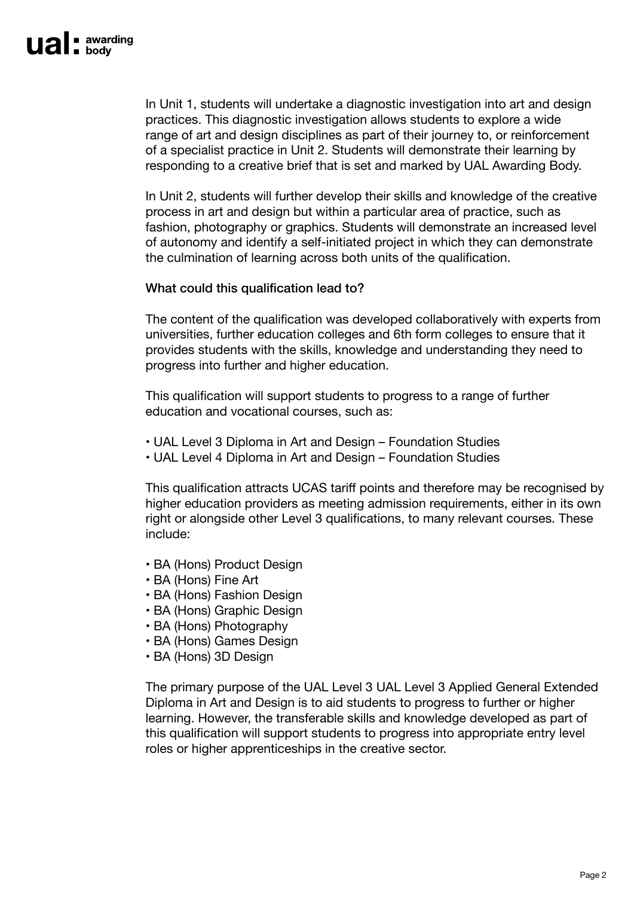In Unit 1, students will undertake a diagnostic investigation into art and design practices. This diagnostic investigation allows students to explore a wide range of art and design disciplines as part of their journey to, or reinforcement of a specialist practice in Unit 2. Students will demonstrate their learning by responding to a creative brief that is set and marked by UAL Awarding Body.

In Unit 2, students will further develop their skills and knowledge of the creative process in art and design but within a particular area of practice, such as fashion, photography or graphics. Students will demonstrate an increased level of autonomy and identify a self-initiated project in which they can demonstrate the culmination of learning across both units of the qualification.

**What could this qualification lead to?**

The content of the qualification was developed collaboratively with experts from universities, further education colleges and 6th form colleges to ensure that it provides students with the skills, knowledge and understanding they need to progress into further and higher education.

This qualification will support students to progress to a range of further education and vocational courses, such as:

- UAL Level 3 Diploma in Art and Design – Foundation Studies
- UAL Level 4 Diploma in Art and Design – Foundation Studies

This qualification attracts UCAS tariff points and therefore may be recognised by higher education providers as meeting admission requirements, either in its own right or alongside other Level 3 qualifications, to many relevant courses. These include:

- BA (Hons) Product Design
- BA (Hons) Fine Art
- BA (Hons) Fashion Design
- BA (Hons) Graphic Design
- BA (Hons) Photography
- BA (Hons) Games Design
- BA (Hons) 3D Design

The primary purpose of the UAL Level 3 UAL Level 3 Applied General Extended Diploma in Art and Design is to aid students to progress to further or higher learning. However, the transferable skills and knowledge developed as part of this qualification will support students to progress into appropriate entry level roles or higher apprenticeships in the creative sector.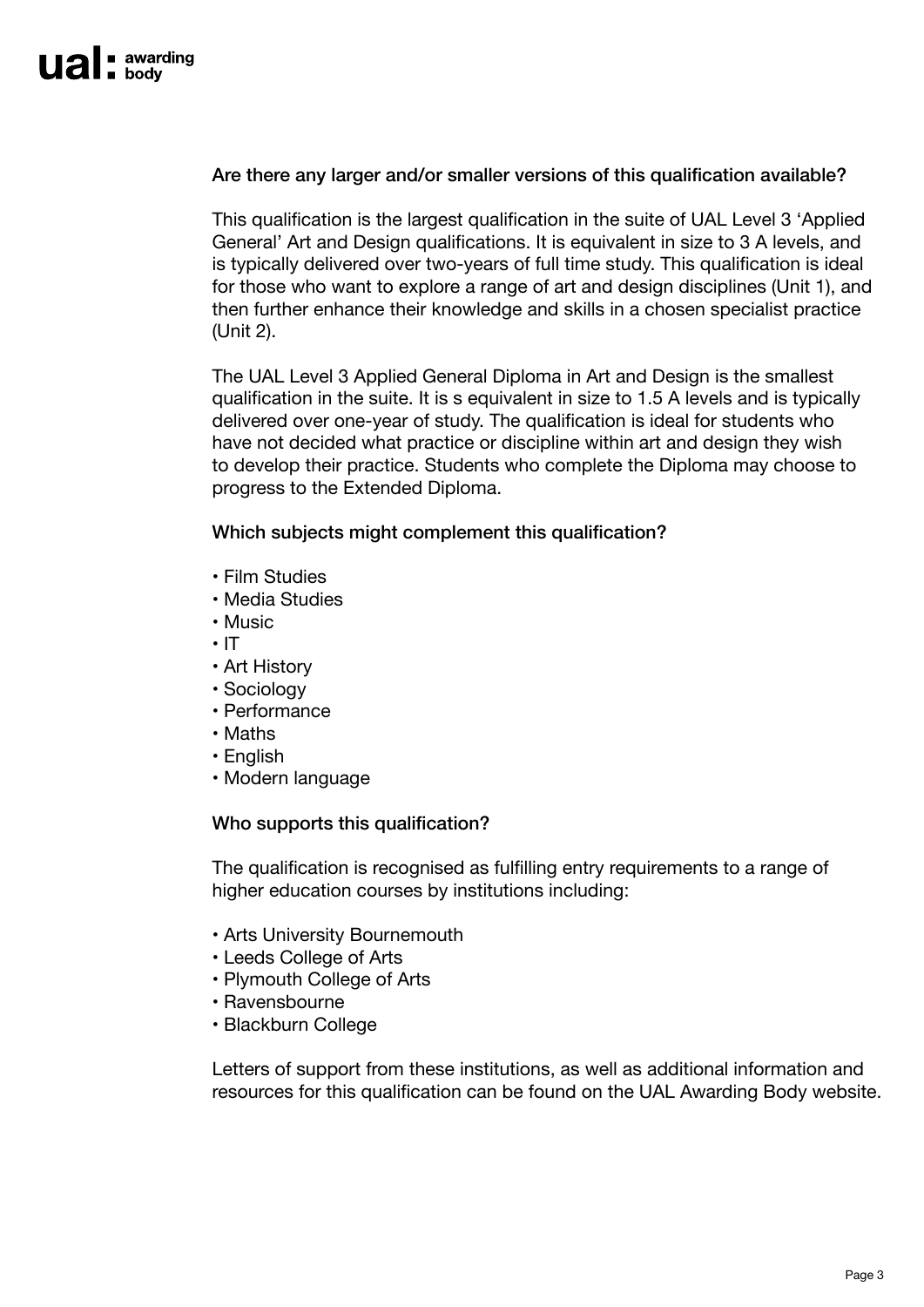### Are there any larger and/or smaller versions of this qualification available?

This qualification is the largest qualification in the suite of UAL Level 3 'Applied General' Art and Design qualifications. It is equivalent in size to 3 A levels, and is typically delivered over two-years of full time study. This qualification is ideal for those who want to explore a range of art and design disciplines (Unit 1), and then further enhance their knowledge and skills in a chosen specialist practice (Unit 2).

The UAL Level 3 Applied General Diploma in Art and Design is the smallest qualification in the suite. It is s equivalent in size to 1.5 A levels and is typically delivered over one-year of study. The qualification is ideal for students who have not decided what practice or discipline within art and design they wish to develop their practice. Students who complete the Diploma may choose to progress to the Extended Diploma.

### Which subjects might complement this qualification?

- Film Studies
- Media Studies
- Music
- IT
- Art History
- Sociology
- Performance
- Maths
- English
- Modern language

### Who supports this qualification?

The qualification is recognised as fulfilling entry requirements to a range of higher education courses by institutions including:

- Arts University Bournemouth
- Leeds College of Arts
- Plymouth College of Arts
- Ravensbourne
- Blackburn College

Letters of support from these institutions, as well as additional information and resources for this qualification can be found on the UAL Awarding Body website.